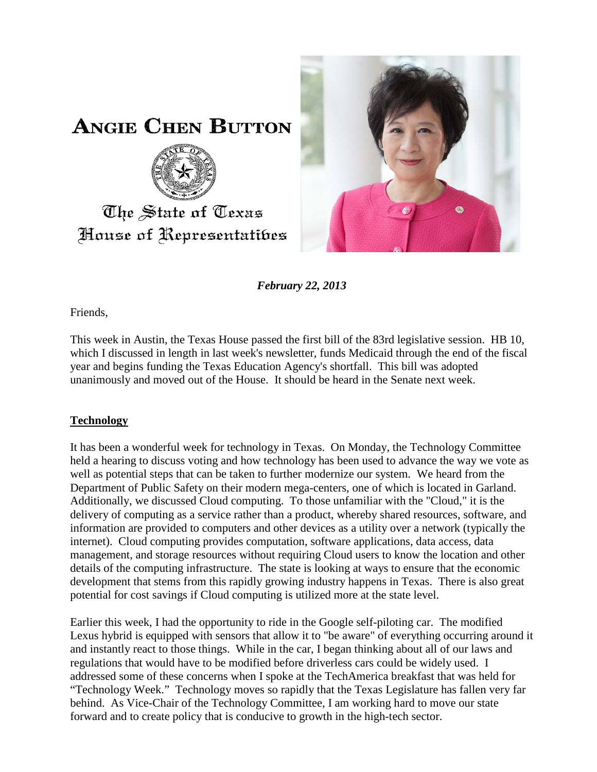# ANGIE CHEN BUTTON

The State of Texas
House of Representatives

***February 22, 2013***

Friends,

This week in Austin, the Texas House passed the first bill of the 83rd legislative session. HB 10, which I discussed in length in last week's newsletter, funds Medicaid through the end of the fiscal year and begins funding the Texas Education Agency's shortfall. This bill was adopted unanimously and moved out of the House. It should be heard in the Senate next week.

## Technology

It has been a wonderful week for technology in Texas. On Monday, the Technology Committee held a hearing to discuss voting and how technology has been used to advance the way we vote as well as potential steps that can be taken to further modernize our system. We heard from the Department of Public Safety on their modern mega-centers, one of which is located in Garland. Additionally, we discussed Cloud computing. To those unfamiliar with the "Cloud," it is the delivery of computing as a service rather than a product, whereby shared resources, software, and information are provided to computers and other devices as a utility over a network (typically the internet). Cloud computing provides computation, software applications, data access, data management, and storage resources without requiring Cloud users to know the location and other details of the computing infrastructure. The state is looking at ways to ensure that the economic development that stems from this rapidly growing industry happens in Texas. There is also great potential for cost savings if Cloud computing is utilized more at the state level.

Earlier this week, I had the opportunity to ride in the Google self-piloting car. The modified Lexus hybrid is equipped with sensors that allow it to "be aware" of everything occurring around it and instantly react to those things. While in the car, I began thinking about all of our laws and regulations that would have to be modified before driverless cars could be widely used. I addressed some of these concerns when I spoke at the TechAmerica breakfast that was held for "Technology Week." Technology moves so rapidly that the Texas Legislature has fallen very far behind. As Vice-Chair of the Technology Committee, I am working hard to move our state forward and to create policy that is conducive to growth in the high-tech sector.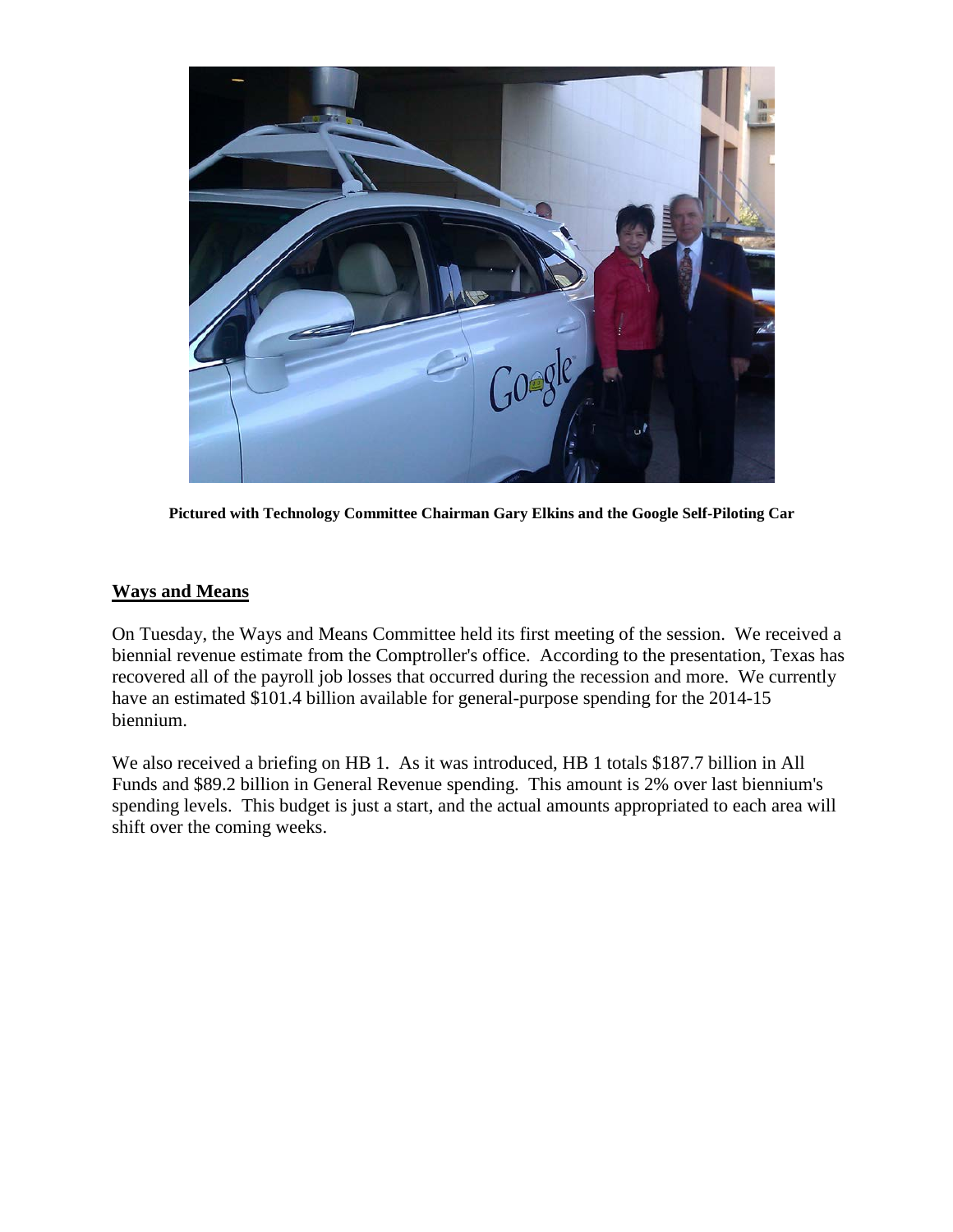**Pictured with Technology Committee Chairman Gary Elkins and the Google Self-Piloting Car**

## Ways and Means

On Tuesday, the Ways and Means Committee held its first meeting of the session. We received a biennial revenue estimate from the Comptroller's office. According to the presentation, Texas has recovered all of the payroll job losses that occurred during the recession and more. We currently have an estimated $101.4 billion available for general-purpose spending for the 2014-15 biennium.

We also received a briefing on HB 1. As it was introduced, HB 1 totals $187.7 billion in All Funds and $89.2 billion in General Revenue spending. This amount is 2% over last biennium's spending levels. This budget is just a start, and the actual amounts appropriated to each area will shift over the coming weeks.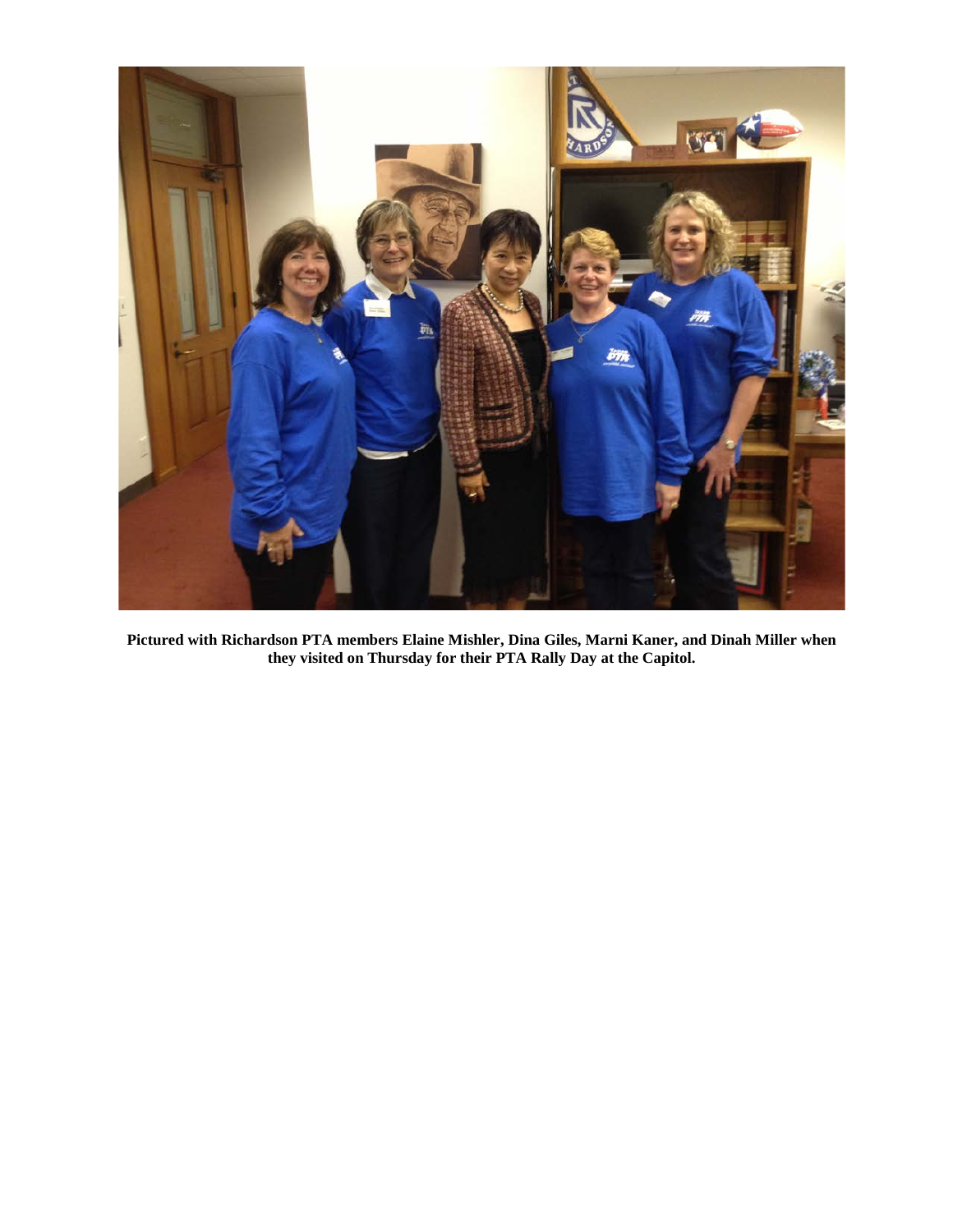**Pictured with Richardson PTA members Elaine Mishler, Dina Giles, Marni Kaner, and Dinah Miller when they visited on Thursday for their PTA Rally Day at the Capitol.**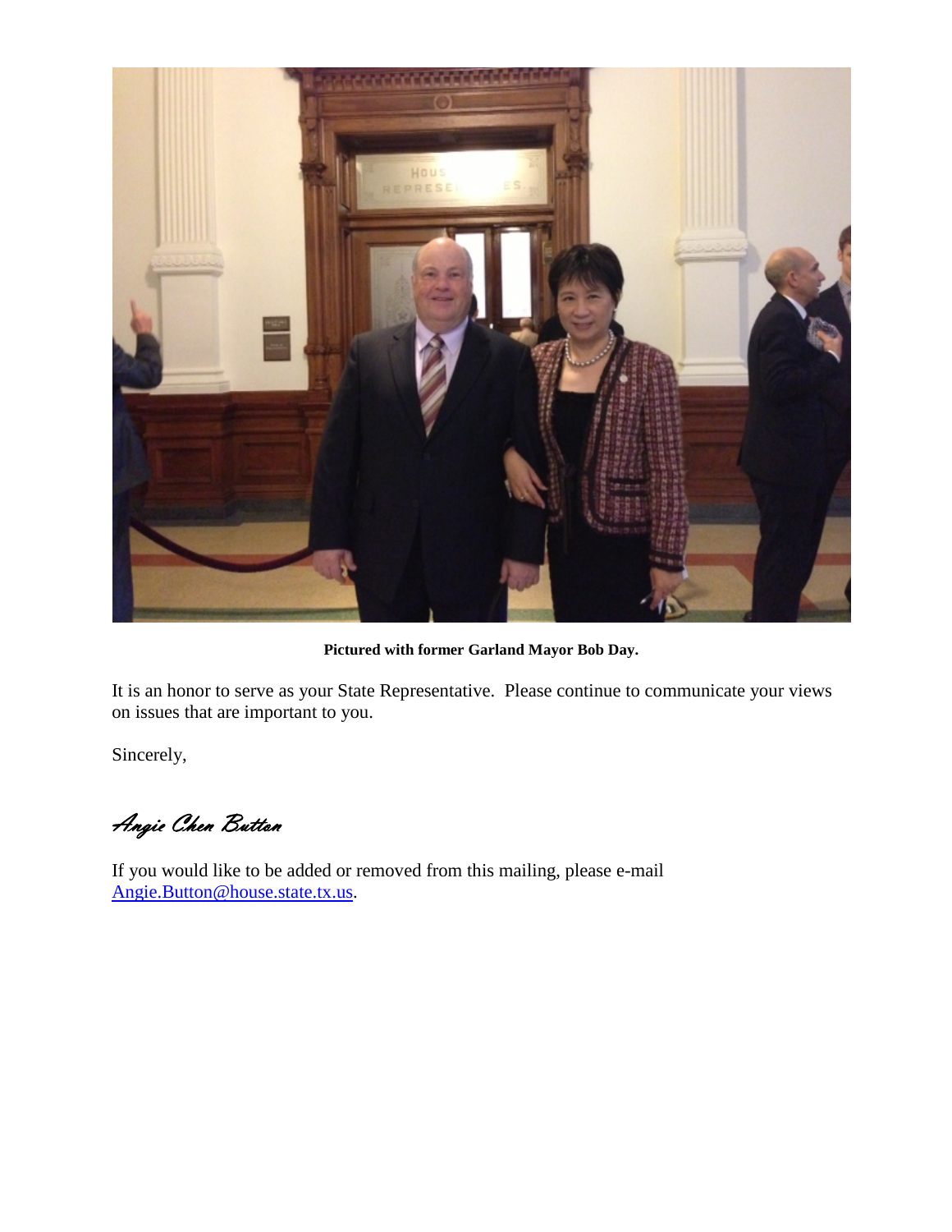**Pictured with former Garland Mayor Bob Day.**

It is an honor to serve as your State Representative. Please continue to communicate your views on issues that are important to you.

Sincerely,

*Angie Chen Button*

If you would like to be added or removed from this mailing, please e-mail Angie.Button@house.state.tx.us.